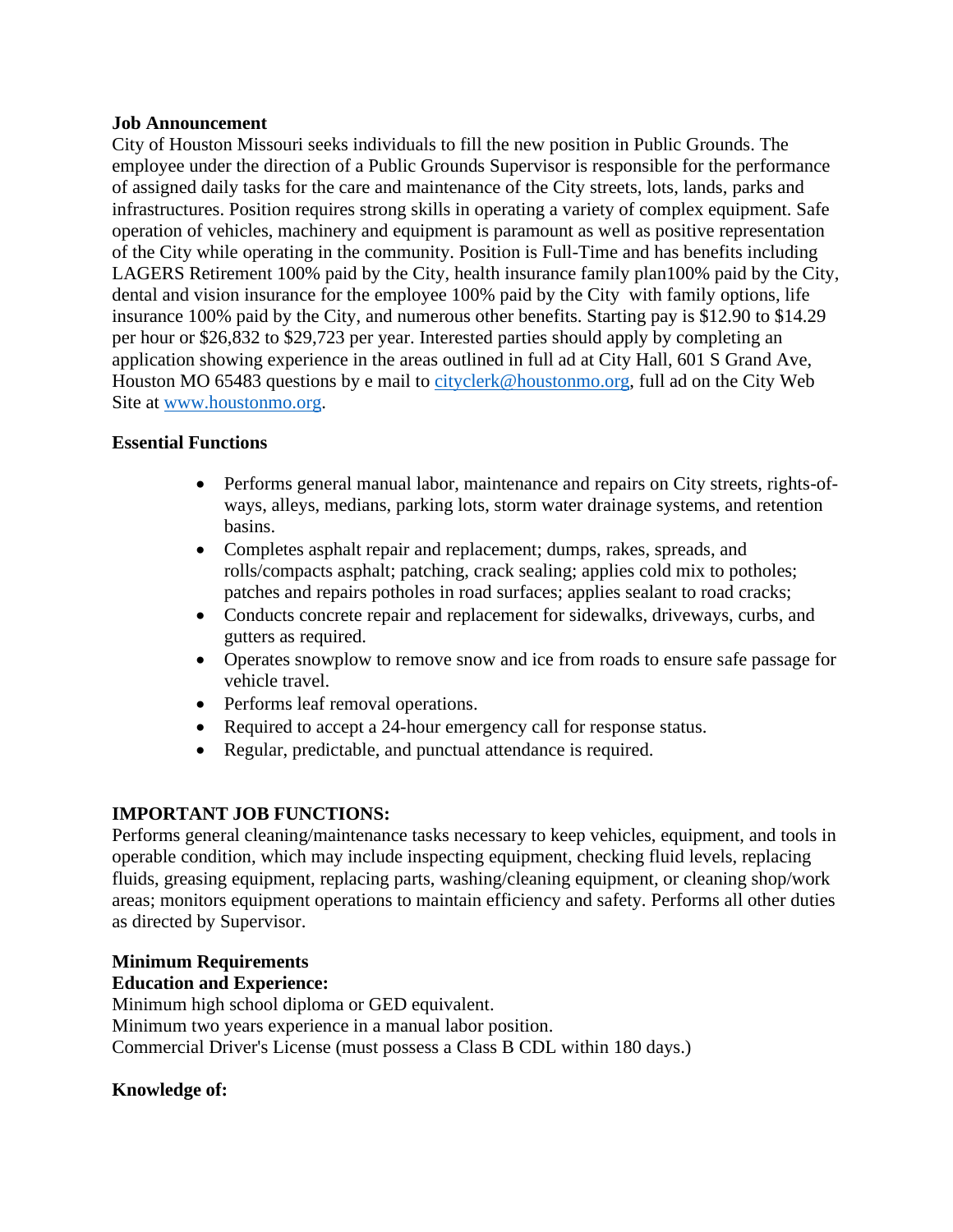**Job Announcement**

City of Houston Missouri seeks individuals to fill the new position in Public Grounds. The employee under the direction of a Public Grounds Supervisor is responsible for the performance of assigned daily tasks for the care and maintenance of the City streets, lots, lands, parks and infrastructures. Position requires strong skills in operating a variety of complex equipment. Safe operation of vehicles, machinery and equipment is paramount as well as positive representation of the City while operating in the community. Position is Full-Time and has benefits including LAGERS Retirement 100% paid by the City, health insurance family plan100% paid by the City, dental and vision insurance for the employee 100% paid by the City with family options, life insurance 100% paid by the City, and numerous other benefits. Starting pay is $12.90 to $14.29 per hour or $26,832 to $29,723 per year. Interested parties should apply by completing an application showing experience in the areas outlined in full ad at City Hall, 601 S Grand Ave, Houston MO 65483 questions by e mail to [cityclerk@houstonmo.org](mailto:cityclerk@houstonmo.org), full ad on the City Web Site at [www.houstonmo.org](http://www.houstonmo.org).

**Essential Functions**

- Performs general manual labor, maintenance and repairs on City streets, rights-of-ways, alleys, medians, parking lots, storm water drainage systems, and retention basins.
- Completes asphalt repair and replacement; dumps, rakes, spreads, and rolls/compacts asphalt; patching, crack sealing; applies cold mix to potholes; patches and repairs potholes in road surfaces; applies sealant to road cracks;
- Conducts concrete repair and replacement for sidewalks, driveways, curbs, and gutters as required.
- Operates snowplow to remove snow and ice from roads to ensure safe passage for vehicle travel.
- Performs leaf removal operations.
- Required to accept a 24-hour emergency call for response status.
- Regular, predictable, and punctual attendance is required.

**IMPORTANT JOB FUNCTIONS:**

Performs general cleaning/maintenance tasks necessary to keep vehicles, equipment, and tools in operable condition, which may include inspecting equipment, checking fluid levels, replacing fluids, greasing equipment, replacing parts, washing/cleaning equipment, or cleaning shop/work areas; monitors equipment operations to maintain efficiency and safety. Performs all other duties as directed by Supervisor.

**Minimum Requirements**

**Education and Experience:**

Minimum high school diploma or GED equivalent.
Minimum two years experience in a manual labor position.
Commercial Driver's License (must possess a Class B CDL within 180 days.)

**Knowledge of:**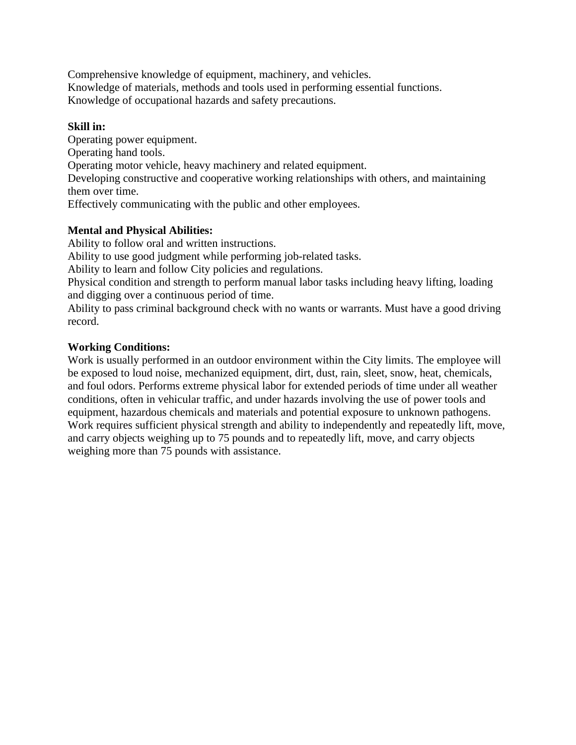Comprehensive knowledge of equipment, machinery, and vehicles.
Knowledge of materials, methods and tools used in performing essential functions.
Knowledge of occupational hazards and safety precautions.

**Skill in:**
Operating power equipment.
Operating hand tools.
Operating motor vehicle, heavy machinery and related equipment.
Developing constructive and cooperative working relationships with others, and maintaining them over time.
Effectively communicating with the public and other employees.

**Mental and Physical Abilities:**
Ability to follow oral and written instructions.
Ability to use good judgment while performing job-related tasks.
Ability to learn and follow City policies and regulations.
Physical condition and strength to perform manual labor tasks including heavy lifting, loading and digging over a continuous period of time.
Ability to pass criminal background check with no wants or warrants. Must have a good driving record.

**Working Conditions:**
Work is usually performed in an outdoor environment within the City limits. The employee will be exposed to loud noise, mechanized equipment, dirt, dust, rain, sleet, snow, heat, chemicals, and foul odors. Performs extreme physical labor for extended periods of time under all weather conditions, often in vehicular traffic, and under hazards involving the use of power tools and equipment, hazardous chemicals and materials and potential exposure to unknown pathogens. Work requires sufficient physical strength and ability to independently and repeatedly lift, move, and carry objects weighing up to 75 pounds and to repeatedly lift, move, and carry objects weighing more than 75 pounds with assistance.